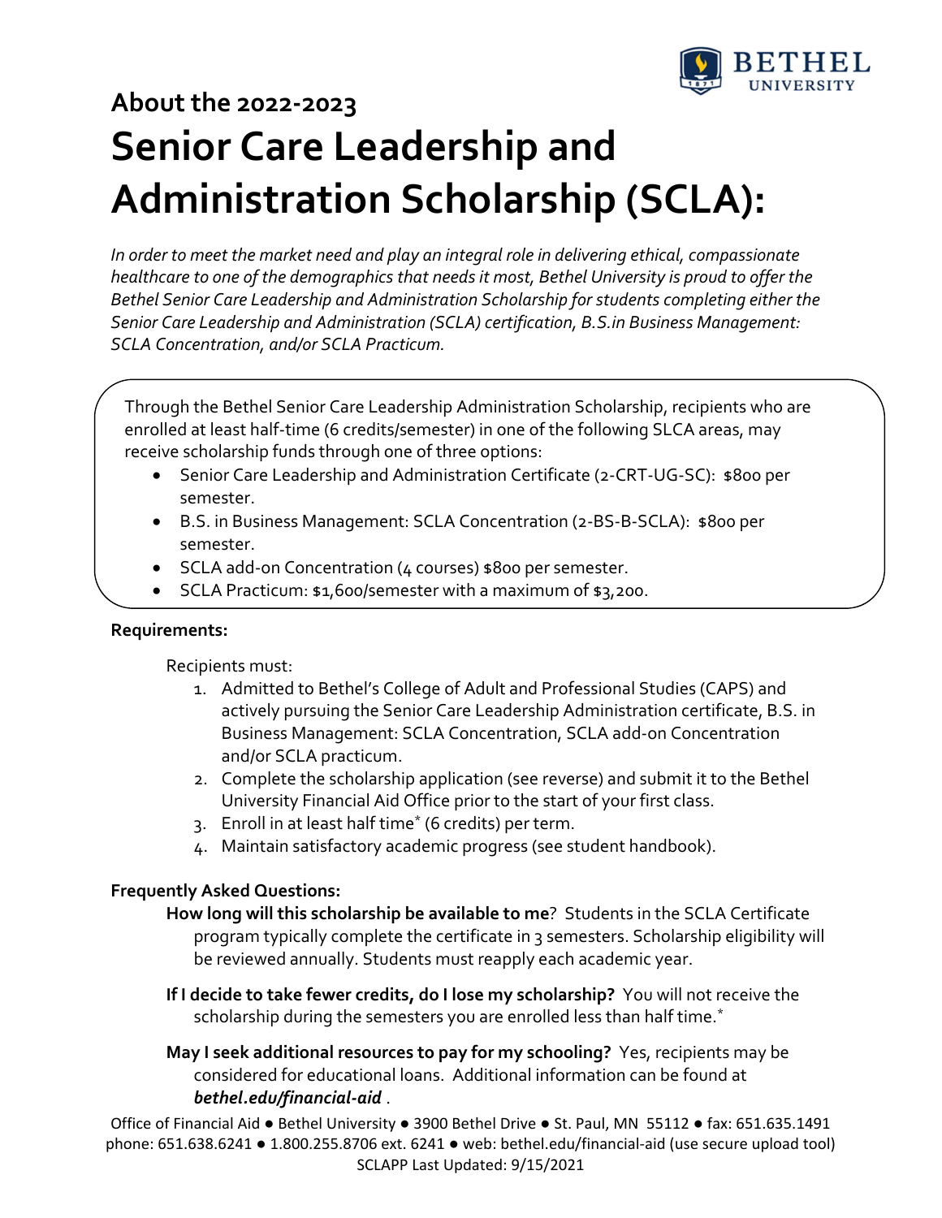## About the 2022-2023

# Senior Care Leadership and Administration Scholarship (SCLA):

*In order to meet the market need and play an integral role in delivering ethical, compassionate healthcare to one of the demographics that needs it most, Bethel University is proud to offer the Bethel Senior Care Leadership and Administration Scholarship for students completing either the Senior Care Leadership and Administration (SCLA) certification, B.S.in Business Management: SCLA Concentration, and/or SCLA Practicum.*

Through the Bethel Senior Care Leadership Administration Scholarship, recipients who are enrolled at least half-time (6 credits/semester) in one of the following SLCA areas, may receive scholarship funds through one of three options:

- Senior Care Leadership and Administration Certificate (2-CRT-UG-SC): $800 per semester.
- B.S. in Business Management: SCLA Concentration (2-BS-B-SCLA): $800 per semester.
- SCLA add-on Concentration (4 courses) $800 per semester.
- SCLA Practicum: $1,600/semester with a maximum of $3,200.

**Requirements:**

Recipients must:

1. Admitted to Bethel's College of Adult and Professional Studies (CAPS) and actively pursuing the Senior Care Leadership Administration certificate, B.S. in Business Management: SCLA Concentration, SCLA add-on Concentration and/or SCLA practicum.
2. Complete the scholarship application (see reverse) and submit it to the Bethel University Financial Aid Office prior to the start of your first class.
3. Enroll in at least half time* (6 credits) per term.
4. Maintain satisfactory academic progress (see student handbook).

**Frequently Asked Questions:**

**How long will this scholarship be available to me**? Students in the SCLA Certificate program typically complete the certificate in 3 semesters. Scholarship eligibility will be reviewed annually. Students must reapply each academic year.

**If I decide to take fewer credits, do I lose my scholarship?** You will not receive the scholarship during the semesters you are enrolled less than half time.*

**May I seek additional resources to pay for my schooling?** Yes, recipients may be considered for educational loans. Additional information can be found at ***bethel.edu/financial-aid*** .

Office of Financial Aid ● Bethel University ● 3900 Bethel Drive ● St. Paul, MN 55112 ● fax: 651.635.1491
phone: 651.638.6241 ● 1.800.255.8706 ext. 6241 ● web: bethel.edu/financial-aid (use secure upload tool)
SCLAPP Last Updated: 9/15/2021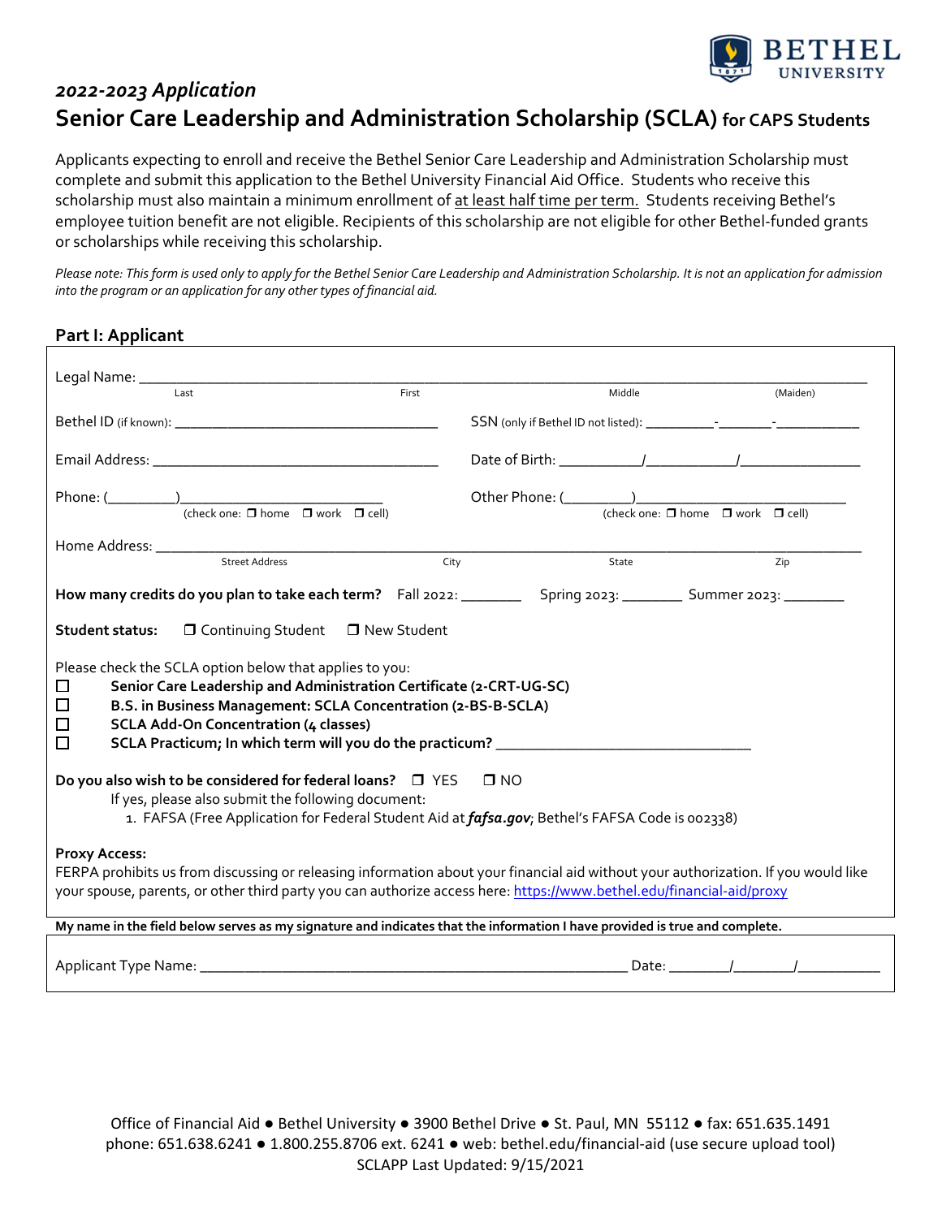*2022-2023 Application*

# Senior Care Leadership and Administration Scholarship (SCLA) for CAPS Students

Applicants expecting to enroll and receive the Bethel Senior Care Leadership and Administration Scholarship must complete and submit this application to the Bethel University Financial Aid Office. Students who receive this scholarship must also maintain a minimum enrollment of at least half time per term. Students receiving Bethel's employee tuition benefit are not eligible. Recipients of this scholarship are not eligible for other Bethel-funded grants or scholarships while receiving this scholarship.

*Please note: This form is used only to apply for the Bethel Senior Care Leadership and Administration Scholarship. It is not an application for admission into the program or an application for any other types of financial aid.*

## Part I: Applicant

Legal Name: ______________________________________________________________________
Last | First | Middle | (Maiden)

Bethel ID (if known): ______________________ SSN (only if Bethel ID not listed): ________-______-________

Email Address: __________________________ Date of Birth: ________/________/__________

Phone: (________)______________________ (check one: ☐ home ☐ work ☐ cell)

Other Phone: (________)______________________ (check one: ☐ home ☐ work ☐ cell)

Home Address: ______________________________________________________________________
Street Address | City | State | Zip

**How many credits do you plan to take each term?** Fall 2022: ________ Spring 2023: ________ Summer 2023: ________

**Student status:** ☐ Continuing Student ☐ New Student

Please check the SCLA option below that applies to you:

- ☐ **Senior Care Leadership and Administration Certificate (2-CRT-UG-SC)**
- ☐ **B.S. in Business Management: SCLA Concentration (2-BS-B-SCLA)**
- ☐ **SCLA Add-On Concentration (4 classes)**
- ☐ **SCLA Practicum; In which term will you do the practicum?** ______________________________

**Do you also wish to be considered for federal loans?** ☐ YES ☐ NO

If yes, please also submit the following document:

1. FAFSA (Free Application for Federal Student Aid at ***fafsa.gov***; Bethel's FAFSA Code is 002338)

**Proxy Access:**
FERPA prohibits us from discussing or releasing information about your financial aid without your authorization. If you would like your spouse, parents, or other third party you can authorize access here: https://www.bethel.edu/financial-aid/proxy

**My name in the field below serves as my signature and indicates that the information I have provided is true and complete.**

Applicant Type Name: ________________________________________ Date: ______/______/________

Office of Financial Aid ● Bethel University ● 3900 Bethel Drive ● St. Paul, MN 55112 ● fax: 651.635.1491
phone: 651.638.6241 ● 1.800.255.8706 ext. 6241 ● web: bethel.edu/financial-aid (use secure upload tool)
SCLAPP Last Updated: 9/15/2021